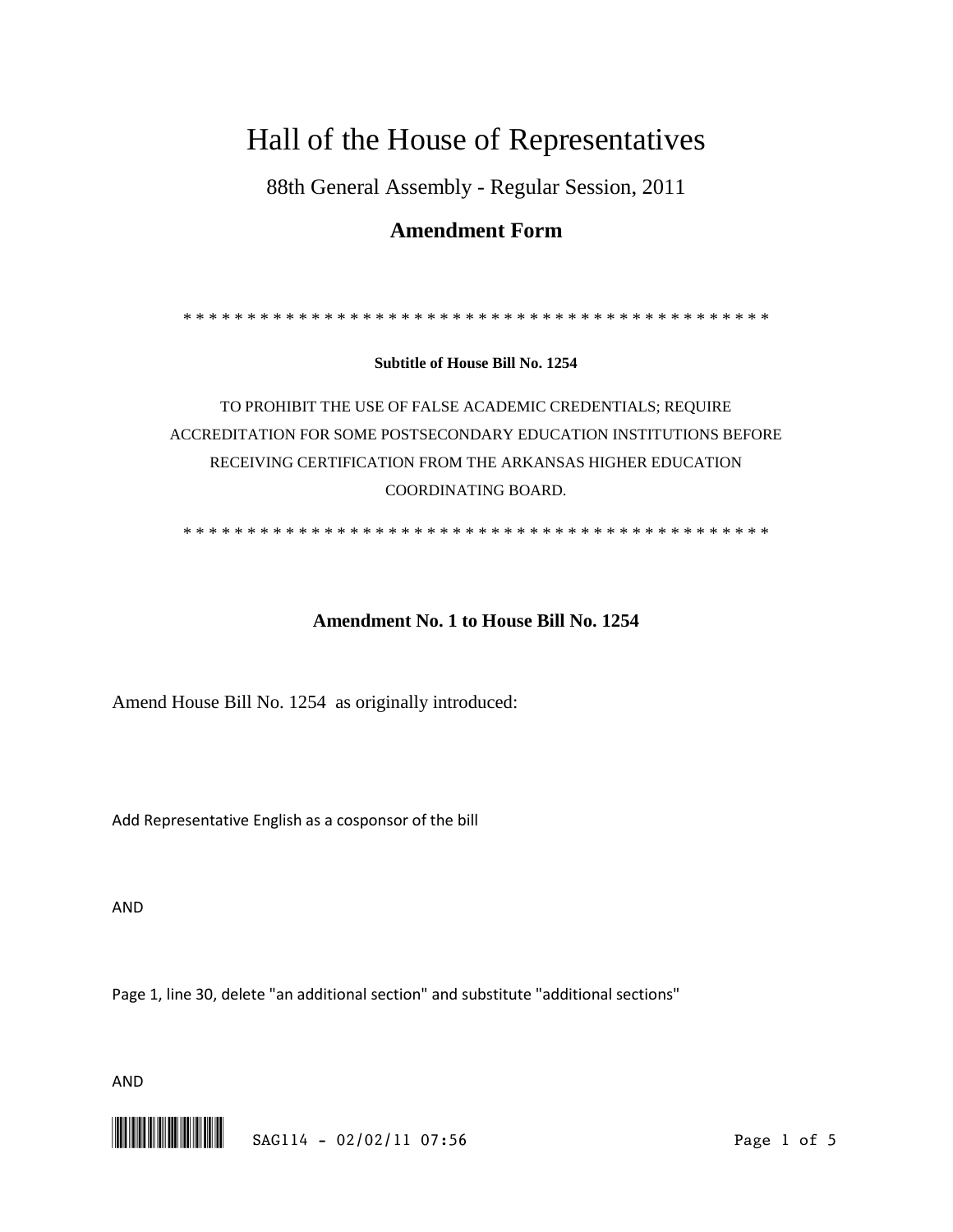# Hall of the House of Representatives

88th General Assembly - Regular Session, 2011

## Amendment Form

\* \* \* \* \* \* \* \* \* \* \* \* \* \* \* \* \* \* \* \* \* \* \* \* \* \* \* \* \* \* \* \* \* \* \* \* \* \* \* \* \* \* \* \* \* \* \*

**Subtitle of House Bill No. 1254**

TO PROHIBIT THE USE OF FALSE ACADEMIC CREDENTIALS; REQUIRE ACCREDITATION FOR SOME POSTSECONDARY EDUCATION INSTITUTIONS BEFORE RECEIVING CERTIFICATION FROM THE ARKANSAS HIGHER EDUCATION COORDINATING BOARD.

\* \* \* \* \* \* \* \* \* \* \* \* \* \* \* \* \* \* \* \* \* \* \* \* \* \* \* \* \* \* \* \* \* \* \* \* \* \* \* \* \* \* \* \* \* \* \*

**Amendment No. 1 to House Bill No. 1254**

Amend House Bill No. 1254 as originally introduced:

Add Representative English as a cosponsor of the bill

AND

Page 1, line 30, delete "an additional section" and substitute "additional sections"

AND

SAG114 - 02/02/11 07:56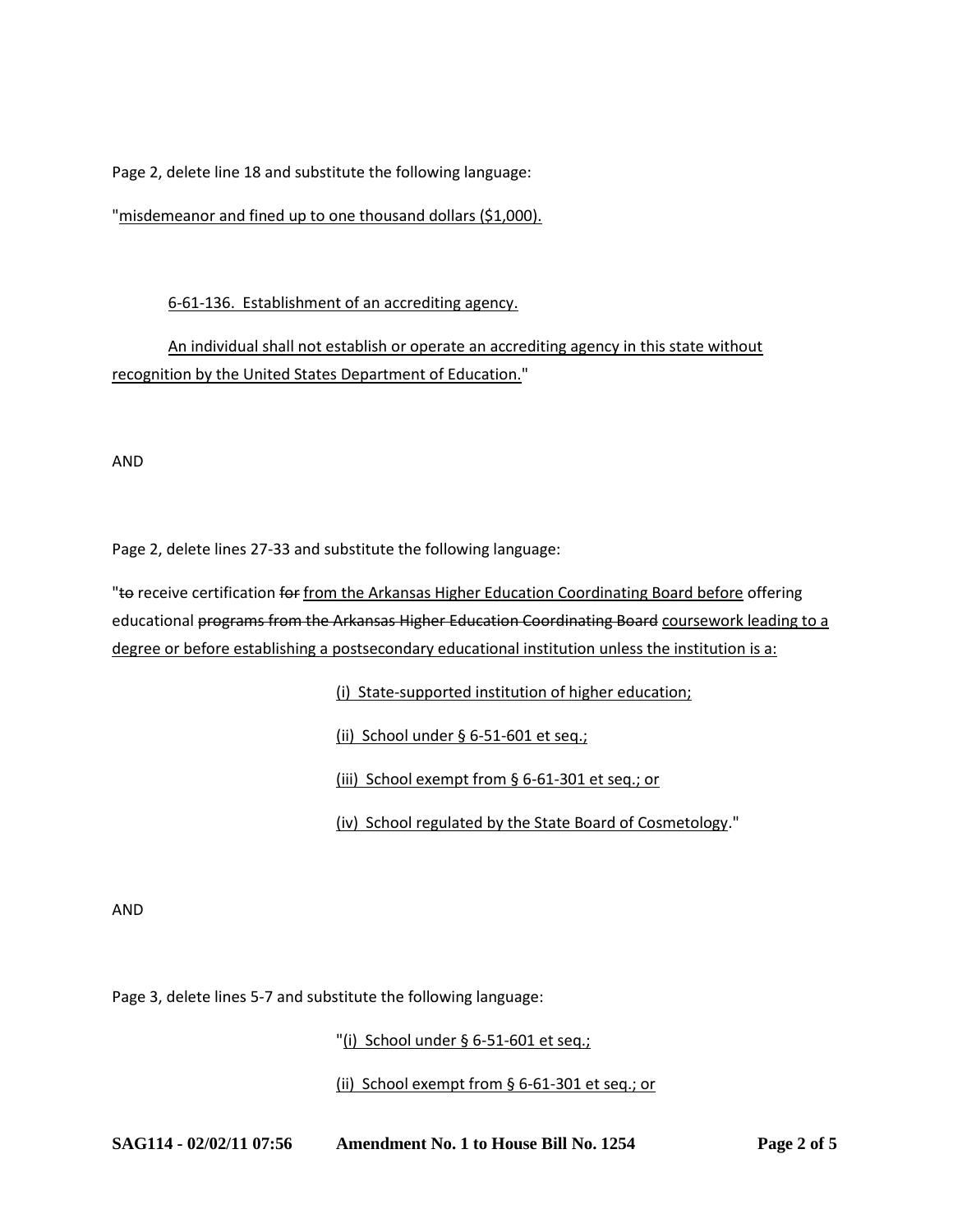Page 2, delete line 18 and substitute the following language:

"<u>misdemeanor and fined up to one thousand dollars ($1,000).</u>

<u>6-61-136. Establishment of an accrediting agency.</u>

<u>An individual shall not establish or operate an accrediting agency in this state without recognition by the United States Department of Education.</u>"

AND

Page 2, delete lines 27-33 and substitute the following language:

"~~to~~ receive certification ~~for~~ <u>from the Arkansas Higher Education Coordinating Board before</u> offering educational ~~programs from the Arkansas Higher Education Coordinating Board~~ <u>coursework leading to a degree or before establishing a postsecondary educational institution unless the institution is a:</u>

<u>(i) State-supported institution of higher education;</u>

<u>(ii) School under § 6-51-601 et seq.;</u>

<u>(iii) School exempt from § 6-61-301 et seq.; or</u>

<u>(iv) School regulated by the State Board of Cosmetology</u>."

AND

Page 3, delete lines 5-7 and substitute the following language:

"<u>(i) School under § 6-51-601 et seq.;</u>

<u>(ii) School exempt from § 6-61-301 et seq.; or</u>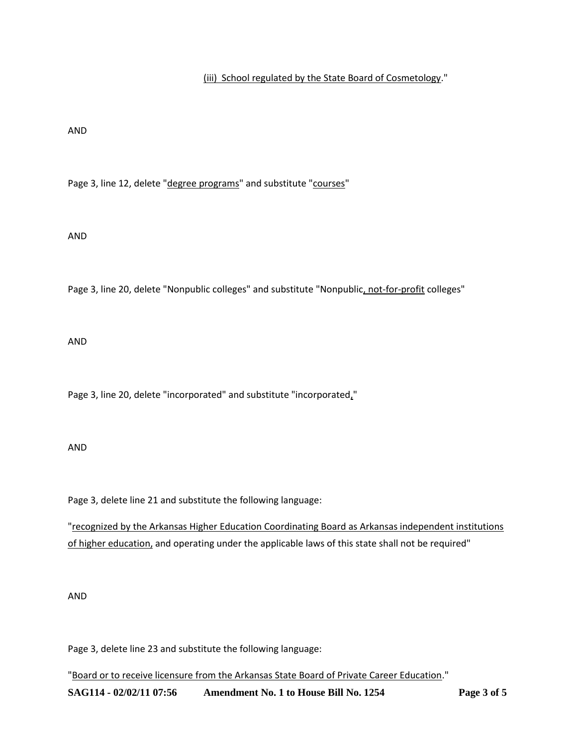(iii) School regulated by the State Board of Cosmetology."

AND

Page 3, line 12, delete "degree programs" and substitute "courses"

AND

Page 3, line 20, delete "Nonpublic colleges" and substitute "Nonpublic, not-for-profit colleges"

AND

Page 3, line 20, delete "incorporated" and substitute "incorporated,"

AND

Page 3, delete line 21 and substitute the following language:

"recognized by the Arkansas Higher Education Coordinating Board as Arkansas independent institutions of higher education, and operating under the applicable laws of this state shall not be required"

AND

Page 3, delete line 23 and substitute the following language:

"Board or to receive licensure from the Arkansas State Board of Private Career Education."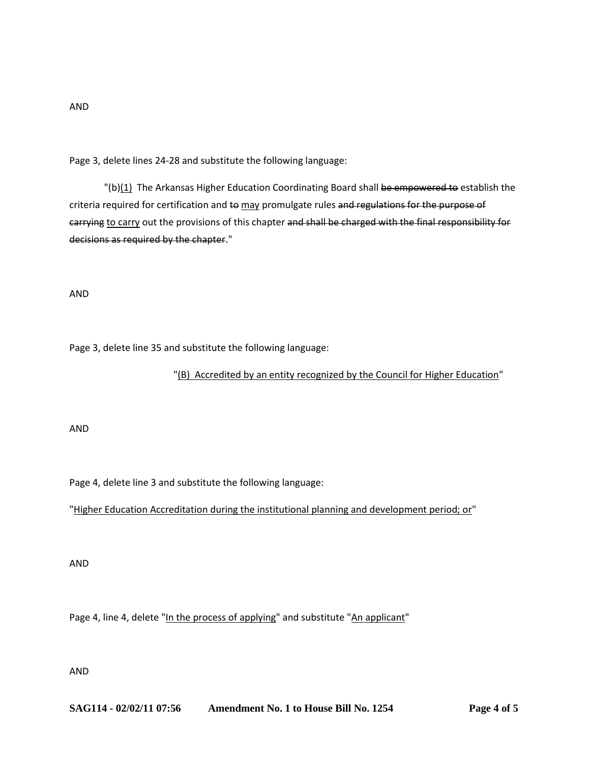AND

Page 3, delete lines 24-28 and substitute the following language:

"(b)<u>(1)</u> The Arkansas Higher Education Coordinating Board shall ~~be empowered to~~ establish the criteria required for certification and ~~to~~ <u>may</u> promulgate rules ~~and regulations for the purpose of carrying~~ <u>to carry</u> out the provisions of this chapter ~~and shall be charged with the final responsibility for decisions as required by the chapter~~."

AND

Page 3, delete line 35 and substitute the following language:

"<u>(B) Accredited by an entity recognized by the Council for Higher Education</u>"

AND

Page 4, delete line 3 and substitute the following language:

"<u>Higher Education Accreditation during the institutional planning and development period; or</u>"

AND

Page 4, line 4, delete "<u>In the process of applying</u>" and substitute "<u>An applicant</u>"

AND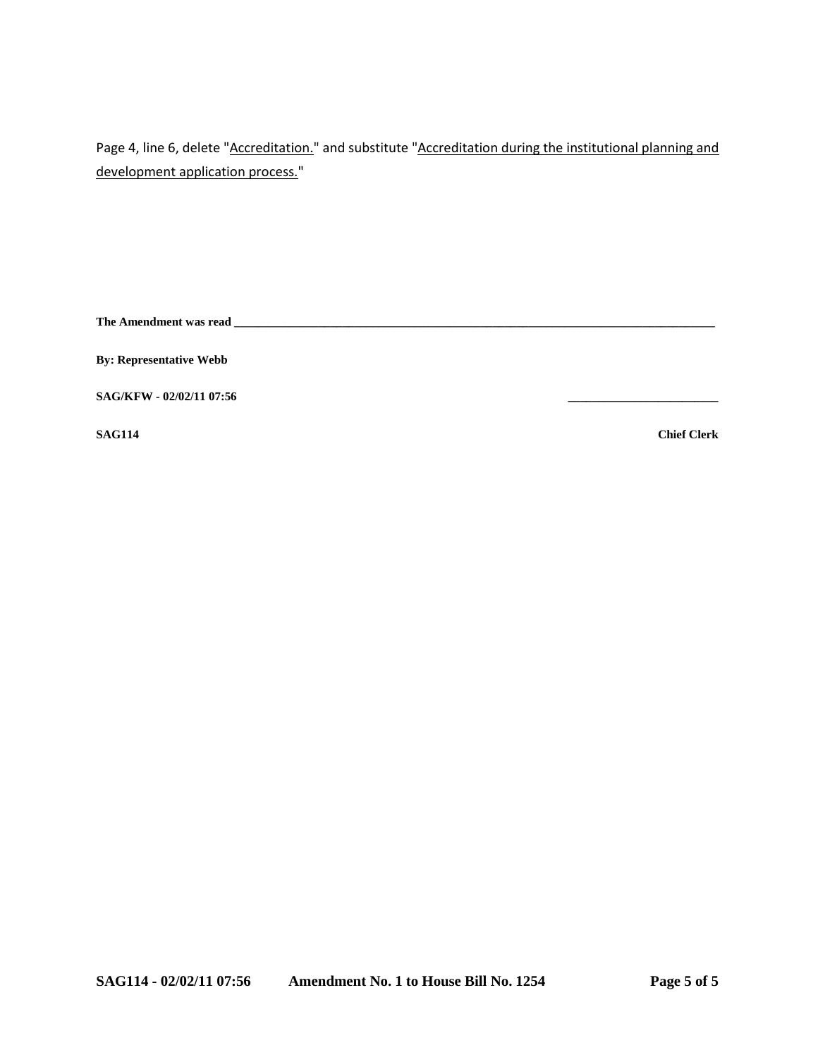Page 4, line 6, delete "<u>Accreditation.</u>" and substitute "<u>Accreditation during the institutional planning and development application process.</u>"

**The Amendment was read** ____________________________________________________________________________

**By: Representative Webb**

**SAG/KFW - 02/02/11 07:56** ________________________

**SAG114** **Chief Clerk**